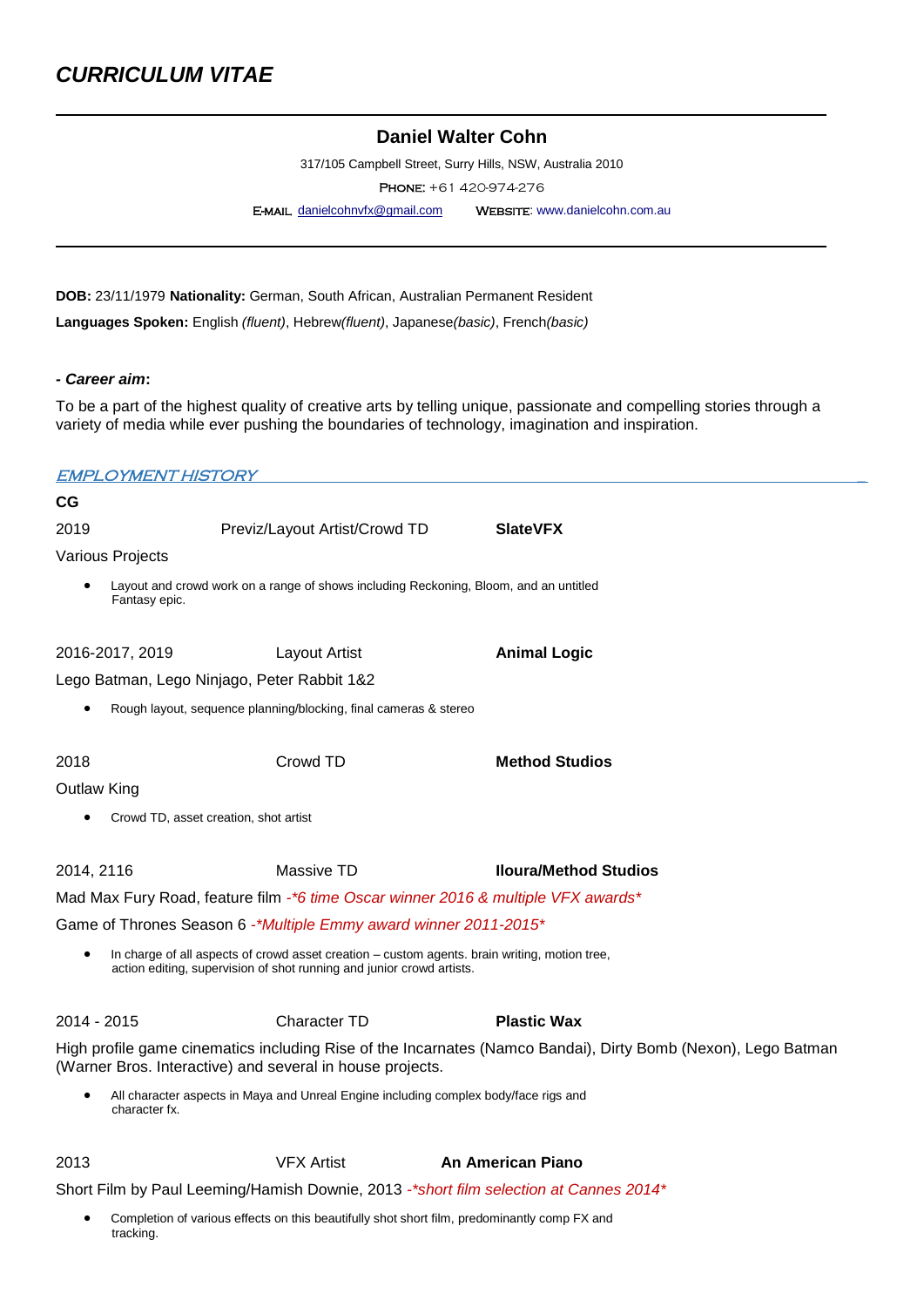# *CURRICULUM VITAE*

---

**Daniel Walter Cohn**

317/105 Campbell Street, Surry Hills, NSW, Australia 2010

PHONE: +61 420-974-276

E-MAIL: danielcohnvfx@gmail.com  WEBSITE: www.danielcohn.com.au

---

**DOB:** 23/11/1979 **Nationality:** German, South African, Australian Permanent Resident

**Languages Spoken:** English *(fluent)*, Hebrew*(fluent)*, Japanese*(basic)*, French*(basic)*

***- Career aim*:**

To be a part of the highest quality of creative arts by telling unique, passionate and compelling stories through a variety of media while ever pushing the boundaries of technology, imagination and inspiration.

## *EMPLOYMENT HISTORY*

**CG**

2019 Previz/Layout Artist/Crowd TD **SlateVFX**

Various Projects

- Layout and crowd work on a range of shows including Reckoning, Bloom, and an untitled Fantasy epic.

2016-2017, 2019 Layout Artist **Animal Logic**

Lego Batman, Lego Ninjago, Peter Rabbit 1&2

- Rough layout, sequence planning/blocking, final cameras & stereo

2018 Crowd TD **Method Studios**

Outlaw King

- Crowd TD, asset creation, shot artist

2014, 2116 Massive TD **Iloura/Method Studios**

Mad Max Fury Road, feature film *-*6 time Oscar winner 2016 & multiple VFX awards**

Game of Thrones Season 6 *-*Multiple Emmy award winner 2011-2015**

- In charge of all aspects of crowd asset creation – custom agents. brain writing, motion tree, action editing, supervision of shot running and junior crowd artists.

2014 - 2015 Character TD **Plastic Wax**

High profile game cinematics including Rise of the Incarnates (Namco Bandai), Dirty Bomb (Nexon), Lego Batman (Warner Bros. Interactive) and several in house projects.

- All character aspects in Maya and Unreal Engine including complex body/face rigs and character fx.

2013 VFX Artist **An American Piano**

Short Film by Paul Leeming/Hamish Downie, 2013 *-*short film selection at Cannes 2014**

- Completion of various effects on this beautifully shot short film, predominantly comp FX and tracking.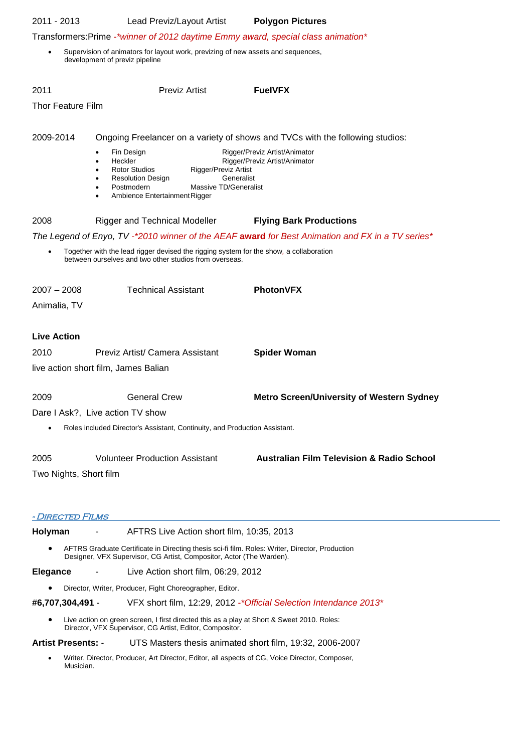2011 - 2013 Lead Previz/Layout Artist **Polygon Pictures**

Transformers:Prime -*winner of 2012 daytime Emmy award, special class animation*

- Supervision of animators for layout work, previzing of new assets and sequences, development of previz pipeline

2011 Previz Artist **FuelVFX**

Thor Feature Film

2009-2014 Ongoing Freelancer on a variety of shows and TVCs with the following studios:

- Fin Design Rigger/Previz Artist/Animator
- Heckler Rigger/Previz Artist/Animator
- Rotor Studios Rigger/Previz Artist
- Resolution Design Generalist
- Postmodern Massive TD/Generalist
- Ambience Entertainment Rigger

2008 Rigger and Technical Modeller **Flying Bark Productions**

*The Legend of Enyo, TV -*2010 winner of the AEAF* ***award*** *for Best Animation and FX in a TV series**

- Together with the lead rigger devised the rigging system for the show, a collaboration between ourselves and two other studios from overseas.

2007 – 2008 Technical Assistant **PhotonVFX**

Animalia, TV

**Live Action**

2010 Previz Artist/ Camera Assistant **Spider Woman**

live action short film, James Balian

2009 General Crew **Metro Screen/University of Western Sydney**

Dare I Ask?, Live action TV show

- Roles included Director's Assistant, Continuity, and Production Assistant.

2005 Volunteer Production Assistant **Australian Film Television & Radio School**

Two Nights, Short film

## - Directed Films

**Holyman** - AFTRS Live Action short film, 10:35, 2013

- AFTRS Graduate Certificate in Directing thesis sci-fi film. Roles: Writer, Director, Production Designer, VFX Supervisor, CG Artist, Compositor, Actor (The Warden).

**Elegance** - Live Action short film, 06:29, 2012

- Director, Writer, Producer, Fight Choreographer, Editor.

**#6,707,304,491** - VFX short film, 12:29, 2012 -*Official Selection Intendance 2013*

- Live action on green screen, I first directed this as a play at Short & Sweet 2010. Roles: Director, VFX Supervisor, CG Artist, Editor, Compositor.

**Artist Presents:** - UTS Masters thesis animated short film, 19:32, 2006-2007

- Writer, Director, Producer, Art Director, Editor, all aspects of CG, Voice Director, Composer, Musician.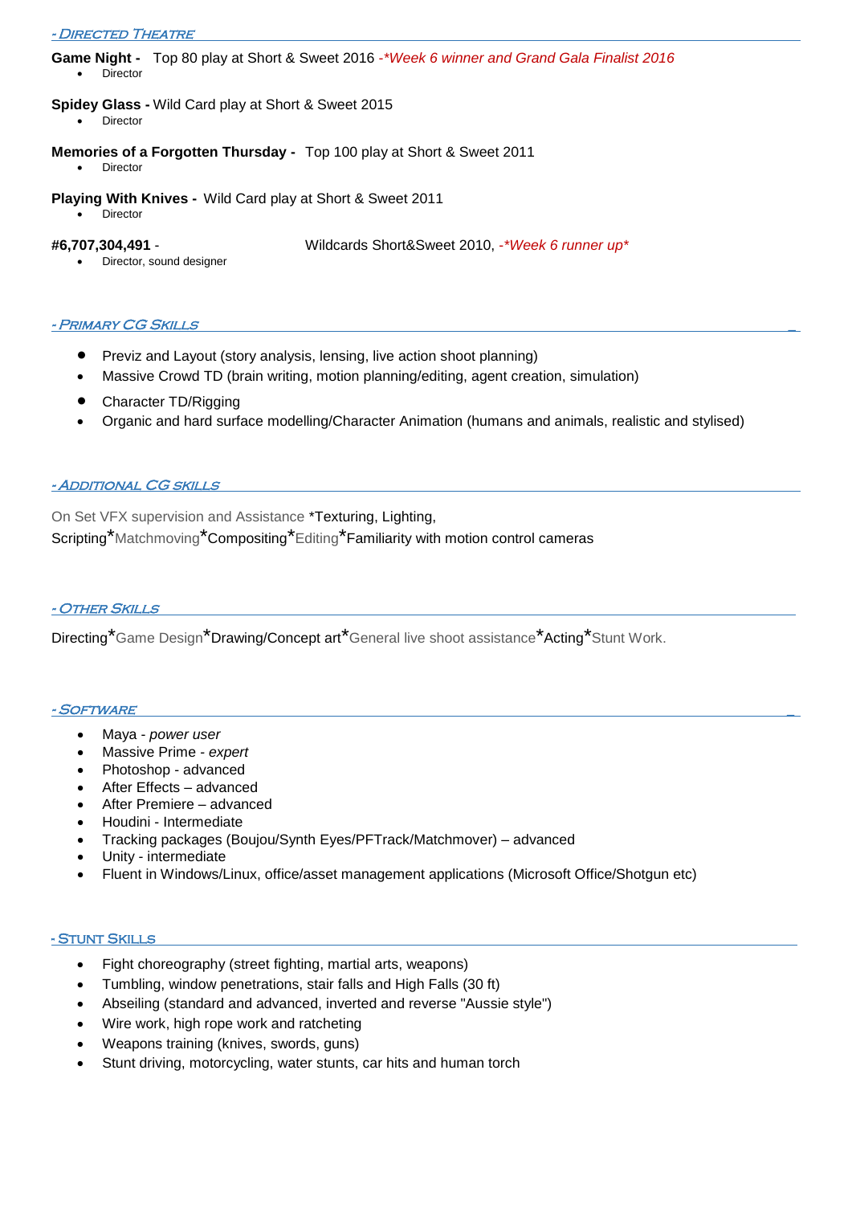## - Directed Theatre

**Game Night -** Top 80 play at Short & Sweet 2016 -*Week 6 winner and Grand Gala Finalist 2016*

- Director

**Spidey Glass -** Wild Card play at Short & Sweet 2015

- Director

**Memories of a Forgotten Thursday -** Top 100 play at Short & Sweet 2011

- Director

**Playing With Knives -** Wild Card play at Short & Sweet 2011

- Director

**#6,707,304,491** - Wildcards Short&Sweet 2010, -**Week 6 runner up**

- Director, sound designer

## - Primary CG Skills

- Previz and Layout (story analysis, lensing, live action shoot planning)
- Massive Crowd TD (brain writing, motion planning/editing, agent creation, simulation)
- Character TD/Rigging
- Organic and hard surface modelling/Character Animation (humans and animals, realistic and stylised)

## - Additional CG skills

On Set VFX supervision and Assistance *Texturing, Lighting, Scripting*Matchmoving*Compositing*Editing*Familiarity with motion control cameras

## - Other Skills

Directing*Game Design*Drawing/Concept art*General live shoot assistance*Acting*Stunt Work.

## - Software

- Maya - *power user*
- Massive Prime - *expert*
- Photoshop - advanced
- After Effects – advanced
- After Premiere – advanced
- Houdini - Intermediate
- Tracking packages (Boujou/Synth Eyes/PFTrack/Matchmover) – advanced
- Unity - intermediate
- Fluent in Windows/Linux, office/asset management applications (Microsoft Office/Shotgun etc)

## - Stunt Skills

- Fight choreography (street fighting, martial arts, weapons)
- Tumbling, window penetrations, stair falls and High Falls (30 ft)
- Abseiling (standard and advanced, inverted and reverse "Aussie style")
- Wire work, high rope work and ratcheting
- Weapons training (knives, swords, guns)
- Stunt driving, motorcycling, water stunts, car hits and human torch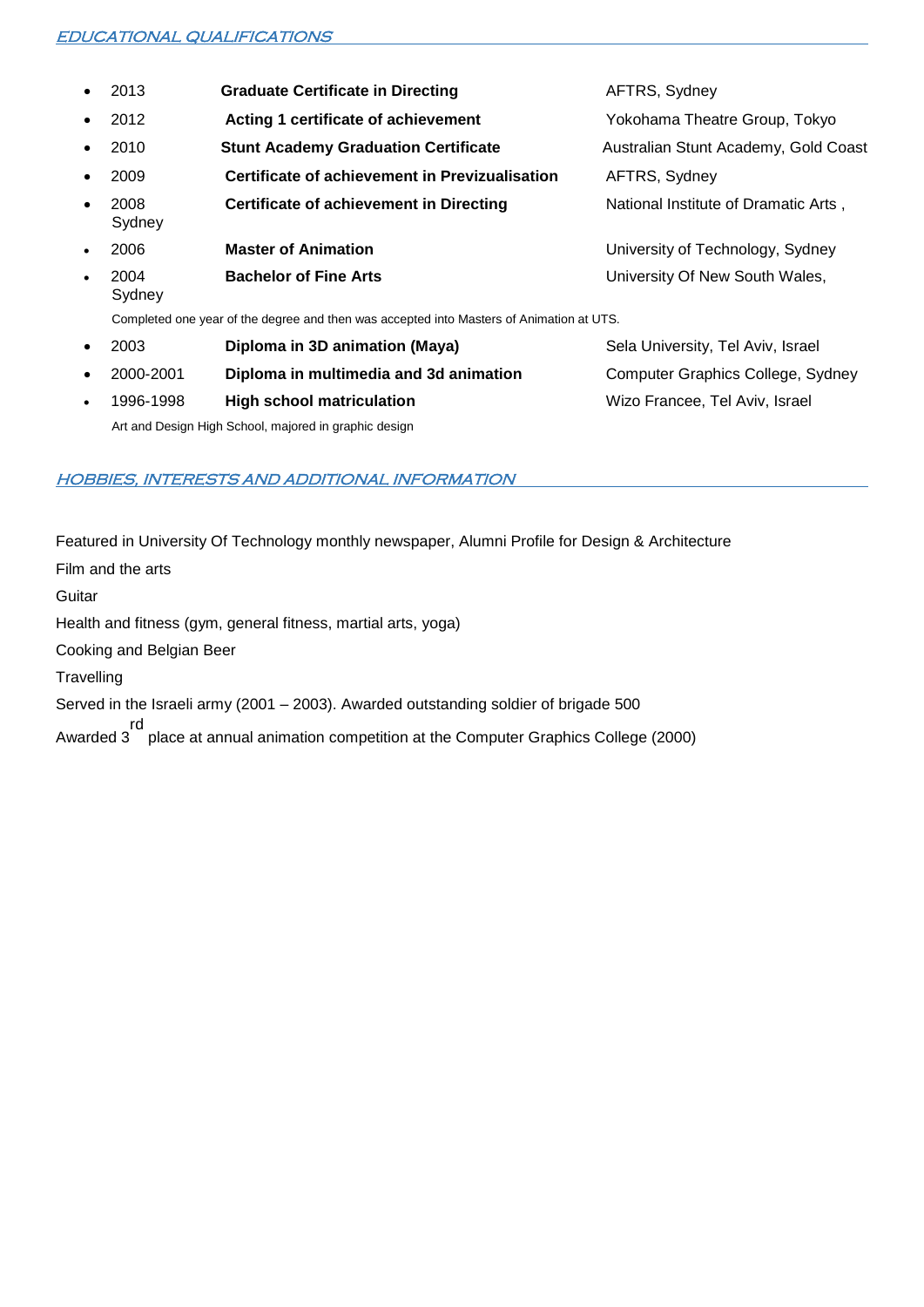## *EDUCATIONAL QUALIFICATIONS*

- 2013 **Graduate Certificate in Directing** AFTRS, Sydney
- 2012 **Acting 1 certificate of achievement** Yokohama Theatre Group, Tokyo
- 2010 **Stunt Academy Graduation Certificate** Australian Stunt Academy, Gold Coast
- 2009 **Certificate of achievement in Previzualisation** AFTRS, Sydney
- 2008 **Certificate of achievement in Directing** National Institute of Dramatic Arts , Sydney
- 2006 **Master of Animation** University of Technology, Sydney
- 2004 **Bachelor of Fine Arts** University Of New South Wales, Sydney

  Completed one year of the degree and then was accepted into Masters of Animation at UTS.
- 2003 **Diploma in 3D animation (Maya)** Sela University, Tel Aviv, Israel
- 2000-2001 **Diploma in multimedia and 3d animation** Computer Graphics College, Sydney
- 1996-1998 **High school matriculation** Wizo Francee, Tel Aviv, Israel

  Art and Design High School, majored in graphic design

## *HOBBIES, INTERESTS AND ADDITIONAL INFORMATION*

Featured in University Of Technology monthly newspaper, Alumni Profile for Design & Architecture

Film and the arts

Guitar

Health and fitness (gym, general fitness, martial arts, yoga)

Cooking and Belgian Beer

Travelling

Served in the Israeli army (2001 – 2003). Awarded outstanding soldier of brigade 500

Awarded 3rd place at annual animation competition at the Computer Graphics College (2000)